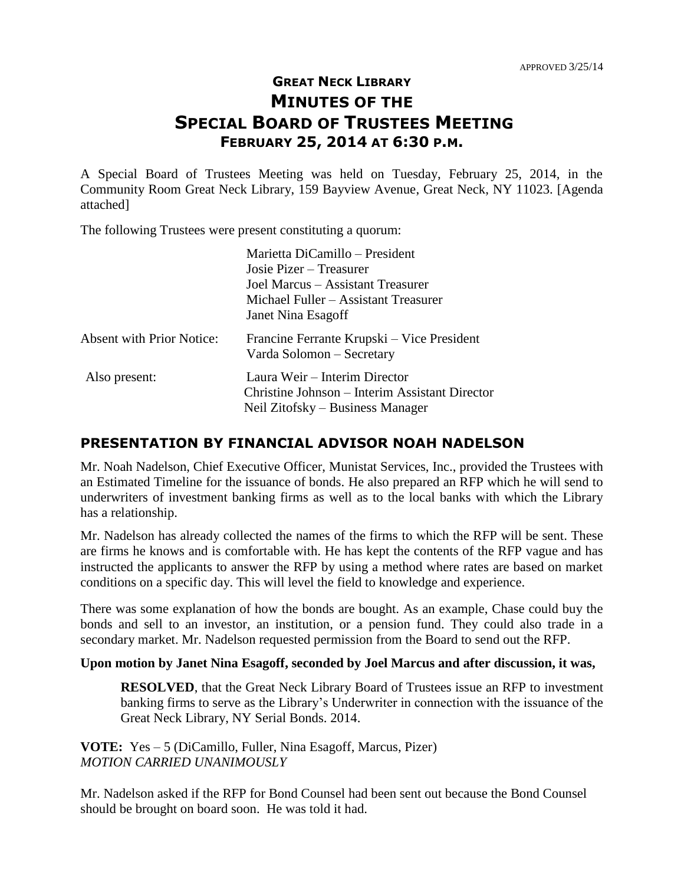APPROVED 3/25/14

# GREAT NECK LIBRARY
# MINUTES OF THE
# SPECIAL BOARD OF TRUSTEES MEETING
## FEBRUARY 25, 2014 AT 6:30 P.M.

A Special Board of Trustees Meeting was held on Tuesday, February 25, 2014, in the Community Room Great Neck Library, 159 Bayview Avenue, Great Neck, NY 11023. [Agenda attached]

The following Trustees were present constituting a quorum:

| | |
|---|---|
| | Marietta DiCamillo – President |
| | Josie Pizer – Treasurer |
| | Joel Marcus – Assistant Treasurer |
| | Michael Fuller – Assistant Treasurer |
| | Janet Nina Esagoff |
| Absent with Prior Notice: | Francine Ferrante Krupski – Vice President |
| | Varda Solomon – Secretary |
| Also present: | Laura Weir – Interim Director |
| | Christine Johnson – Interim Assistant Director |
| | Neil Zitofsky – Business Manager |

## PRESENTATION BY FINANCIAL ADVISOR NOAH NADELSON

Mr. Noah Nadelson, Chief Executive Officer, Munistat Services, Inc., provided the Trustees with an Estimated Timeline for the issuance of bonds. He also prepared an RFP which he will send to underwriters of investment banking firms as well as to the local banks with which the Library has a relationship.

Mr. Nadelson has already collected the names of the firms to which the RFP will be sent. These are firms he knows and is comfortable with. He has kept the contents of the RFP vague and has instructed the applicants to answer the RFP by using a method where rates are based on market conditions on a specific day. This will level the field to knowledge and experience.

There was some explanation of how the bonds are bought. As an example, Chase could buy the bonds and sell to an investor, an institution, or a pension fund. They could also trade in a secondary market. Mr. Nadelson requested permission from the Board to send out the RFP.

**Upon motion by Janet Nina Esagoff, seconded by Joel Marcus and after discussion, it was,**

> **RESOLVED**, that the Great Neck Library Board of Trustees issue an RFP to investment banking firms to serve as the Library's Underwriter in connection with the issuance of the Great Neck Library, NY Serial Bonds. 2014.

**VOTE:** Yes – 5 (DiCamillo, Fuller, Nina Esagoff, Marcus, Pizer)
*MOTION CARRIED UNANIMOUSLY*

Mr. Nadelson asked if the RFP for Bond Counsel had been sent out because the Bond Counsel should be brought on board soon. He was told it had.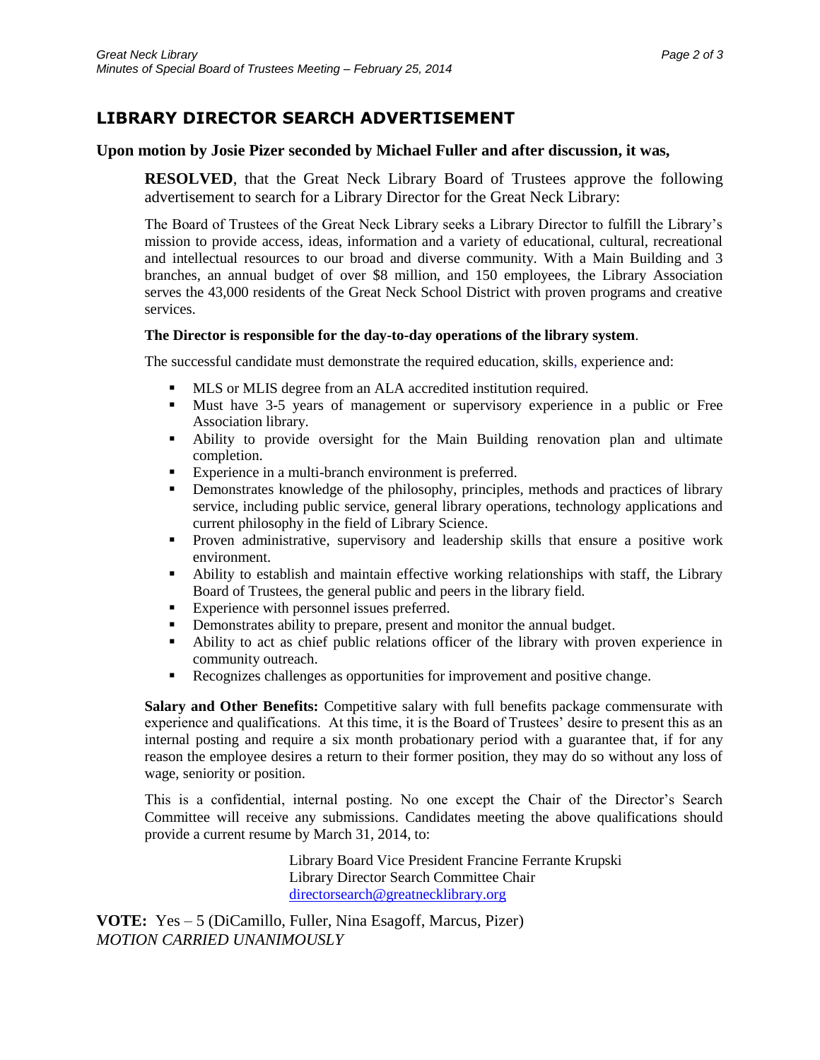## LIBRARY DIRECTOR SEARCH ADVERTISEMENT

**Upon motion by Josie Pizer seconded by Michael Fuller and after discussion, it was,**

**RESOLVED**, that the Great Neck Library Board of Trustees approve the following advertisement to search for a Library Director for the Great Neck Library:

The Board of Trustees of the Great Neck Library seeks a Library Director to fulfill the Library's mission to provide access, ideas, information and a variety of educational, cultural, recreational and intellectual resources to our broad and diverse community. With a Main Building and 3 branches, an annual budget of over $8 million, and 150 employees, the Library Association serves the 43,000 residents of the Great Neck School District with proven programs and creative services.

**The Director is responsible for the day-to-day operations of the library system**.

The successful candidate must demonstrate the required education, skills, experience and:

- MLS or MLIS degree from an ALA accredited institution required.
- Must have 3-5 years of management or supervisory experience in a public or Free Association library.
- Ability to provide oversight for the Main Building renovation plan and ultimate completion.
- Experience in a multi-branch environment is preferred.
- Demonstrates knowledge of the philosophy, principles, methods and practices of library service, including public service, general library operations, technology applications and current philosophy in the field of Library Science.
- Proven administrative, supervisory and leadership skills that ensure a positive work environment.
- Ability to establish and maintain effective working relationships with staff, the Library Board of Trustees, the general public and peers in the library field.
- Experience with personnel issues preferred.
- Demonstrates ability to prepare, present and monitor the annual budget.
- Ability to act as chief public relations officer of the library with proven experience in community outreach.
- Recognizes challenges as opportunities for improvement and positive change.

**Salary and Other Benefits:** Competitive salary with full benefits package commensurate with experience and qualifications. At this time, it is the Board of Trustees' desire to present this as an internal posting and require a six month probationary period with a guarantee that, if for any reason the employee desires a return to their former position, they may do so without any loss of wage, seniority or position.

This is a confidential, internal posting. No one except the Chair of the Director's Search Committee will receive any submissions. Candidates meeting the above qualifications should provide a current resume by March 31, 2014, to:

Library Board Vice President Francine Ferrante Krupski
Library Director Search Committee Chair
directorsearch@greatnecklibrary.org

**VOTE:** Yes – 5 (DiCamillo, Fuller, Nina Esagoff, Marcus, Pizer)
*MOTION CARRIED UNANIMOUSLY*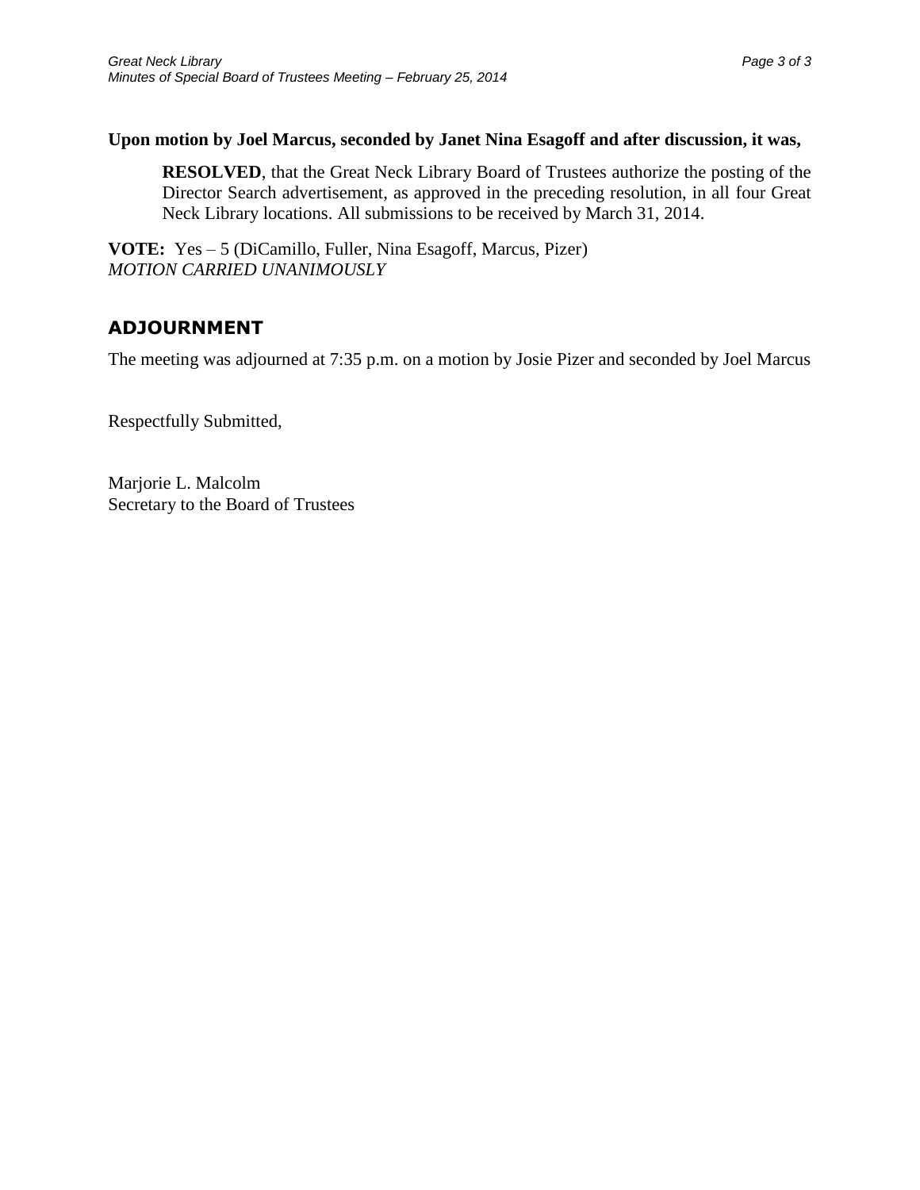**Upon motion by Joel Marcus, seconded by Janet Nina Esagoff and after discussion, it was,**

> **RESOLVED**, that the Great Neck Library Board of Trustees authorize the posting of the Director Search advertisement, as approved in the preceding resolution, in all four Great Neck Library locations. All submissions to be received by March 31, 2014.

**VOTE:** Yes – 5 (DiCamillo, Fuller, Nina Esagoff, Marcus, Pizer)
*MOTION CARRIED UNANIMOUSLY*

## ADJOURNMENT

The meeting was adjourned at 7:35 p.m. on a motion by Josie Pizer and seconded by Joel Marcus

Respectfully Submitted,

Marjorie L. Malcolm
Secretary to the Board of Trustees